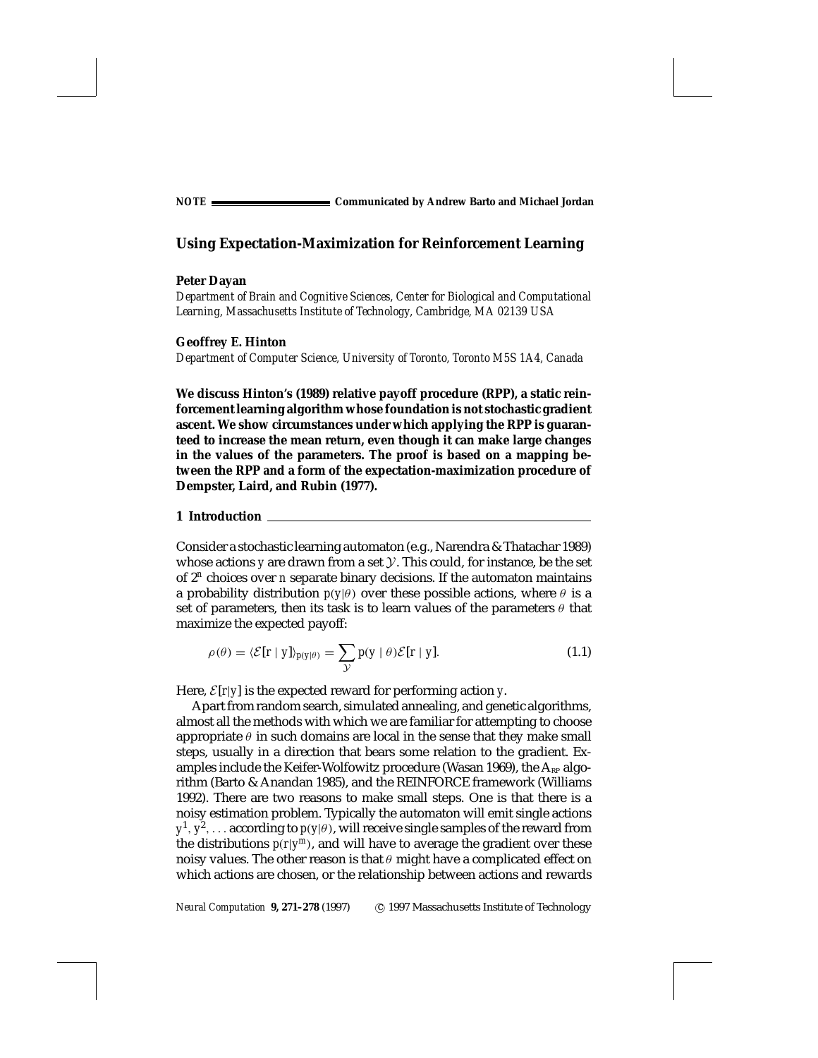NOTE Communicated by Andrew Barto and Michael Jordan

# Using Expectation-Maximization for Reinforcement Learning

**Peter Dayan**
*Department of Brain and Cognitive Sciences, Center for Biological and Computational Learning, Massachusetts Institute of Technology, Cambridge, MA 02139 USA*

**Geoffrey E. Hinton**
*Department of Computer Science, University of Toronto, Toronto M5S 1A4, Canada*

**We discuss Hinton's (1989) relative payoff procedure (RPP), a static reinforcement learning algorithm whose foundation is not stochastic gradient ascent. We show circumstances under which applying the RPP is guaranteed to increase the mean return, even though it can make large changes in the values of the parameters. The proof is based on a mapping between the RPP and a form of the expectation-maximization procedure of Dempster, Laird, and Rubin (1977).**

## 1 Introduction

Consider a stochastic learning automaton (e.g., Narendra & Thatachar 1989) whose actions $y$ are drawn from a set $\mathcal{Y}$. This could, for instance, be the set of $2^n$ choices over $n$ separate binary decisions. If the automaton maintains a probability distribution $p(y|\theta)$ over these possible actions, where $\theta$ is a set of parameters, then its task is to learn values of the parameters $\theta$ that maximize the expected payoff:

$$\rho(\theta) = \langle \mathcal{E}[r \mid y] \rangle_{p(y|\theta)} = \sum_{\mathcal{Y}} p(y \mid \theta) \mathcal{E}[r \mid y]. \tag{1.1}$$

Here, $\mathcal{E}[r|y]$ is the expected reward for performing action $y$.

Apart from random search, simulated annealing, and genetic algorithms, almost all the methods with which we are familiar for attempting to choose appropriate $\theta$ in such domains are local in the sense that they make small steps, usually in a direction that bears some relation to the gradient. Examples include the Keifer-Wolfowitz procedure (Wasan 1969), the $A_{RP}$ algorithm (Barto & Anandan 1985), and the REINFORCE framework (Williams 1992). There are two reasons to make small steps. One is that there is a noisy estimation problem. Typically the automaton will emit single actions $y^1, y^2, \ldots$ according to $p(y|\theta)$, will receive single samples of the reward from the distributions $p(r|y^m)$, and will have to average the gradient over these noisy values. The other reason is that $\theta$ might have a complicated effect on which actions are chosen, or the relationship between actions and rewards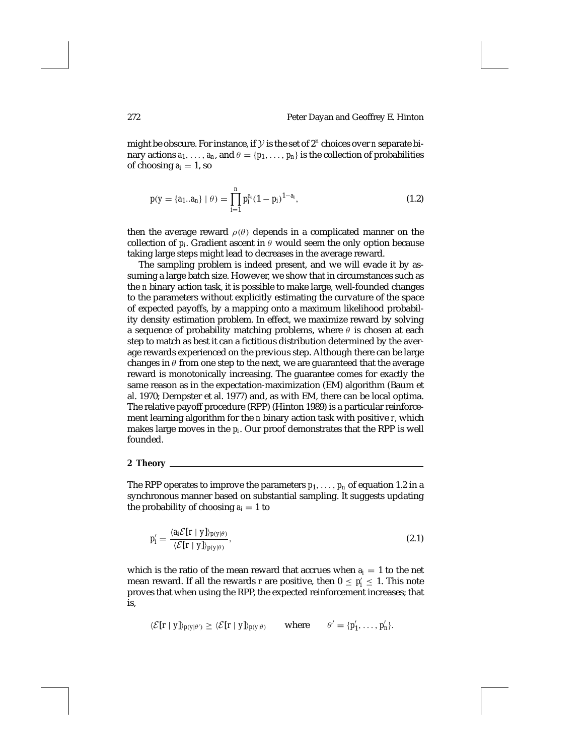might be obscure. For instance, if $\mathcal{Y}$ is the set of $2^n$ choices over $n$ separate binary actions $a_1, \ldots, a_n$, and $\theta = \{p_1, \ldots, p_n\}$ is the collection of probabilities of choosing $a_i = 1$, so

$$p(y = \{a_1..a_n\} \mid \theta) = \prod_{i=1}^{n} p_i^{a_i}(1 - p_i)^{1-a_i}, \tag{1.2}$$

then the average reward $\rho(\theta)$ depends in a complicated manner on the collection of $p_i$. Gradient ascent in $\theta$ would seem the only option because taking large steps might lead to decreases in the average reward.

The sampling problem is indeed present, and we will evade it by assuming a large batch size. However, we show that in circumstances such as the $n$ binary action task, it is possible to make large, well-founded changes to the parameters without explicitly estimating the curvature of the space of expected payoffs, by a mapping onto a maximum likelihood probability density estimation problem. In effect, we maximize reward by solving a sequence of probability matching problems, where $\theta$ is chosen at each step to match as best it can a fictitious distribution determined by the average rewards experienced on the previous step. Although there can be large changes in $\theta$ from one step to the next, we are guaranteed that the average reward is monotonically increasing. The guarantee comes for exactly the same reason as in the expectation-maximization (EM) algorithm (Baum et al. 1970; Dempster et al. 1977) and, as with EM, there can be local optima. The relative payoff procedure (RPP) (Hinton 1989) is a particular reinforcement learning algorithm for the $n$ binary action task with positive $r$, which makes large moves in the $p_i$. Our proof demonstrates that the RPP is well founded.

## 2 Theory

The RPP operates to improve the parameters $p_1, \ldots, p_n$ of equation 1.2 in a synchronous manner based on substantial sampling. It suggests updating the probability of choosing $a_i = 1$ to

$$p_i' = \frac{\langle a_i \mathcal{E}[r \mid y] \rangle_{p(y|\theta)}}{\langle \mathcal{E}[r \mid y] \rangle_{p(y|\theta)}}, \tag{2.1}$$

which is the ratio of the mean reward that accrues when $a_i = 1$ to the net mean reward. If all the rewards $r$ are positive, then $0 \leq p_i' \leq 1$. This note proves that when using the RPP, the expected reinforcement increases; that is,

$$\langle \mathcal{E}[r \mid y] \rangle_{p(y|\theta')} \geq \langle \mathcal{E}[r \mid y] \rangle_{p(y|\theta)} \qquad \text{where} \qquad \theta' = \{p_1', \ldots, p_n'\}.$$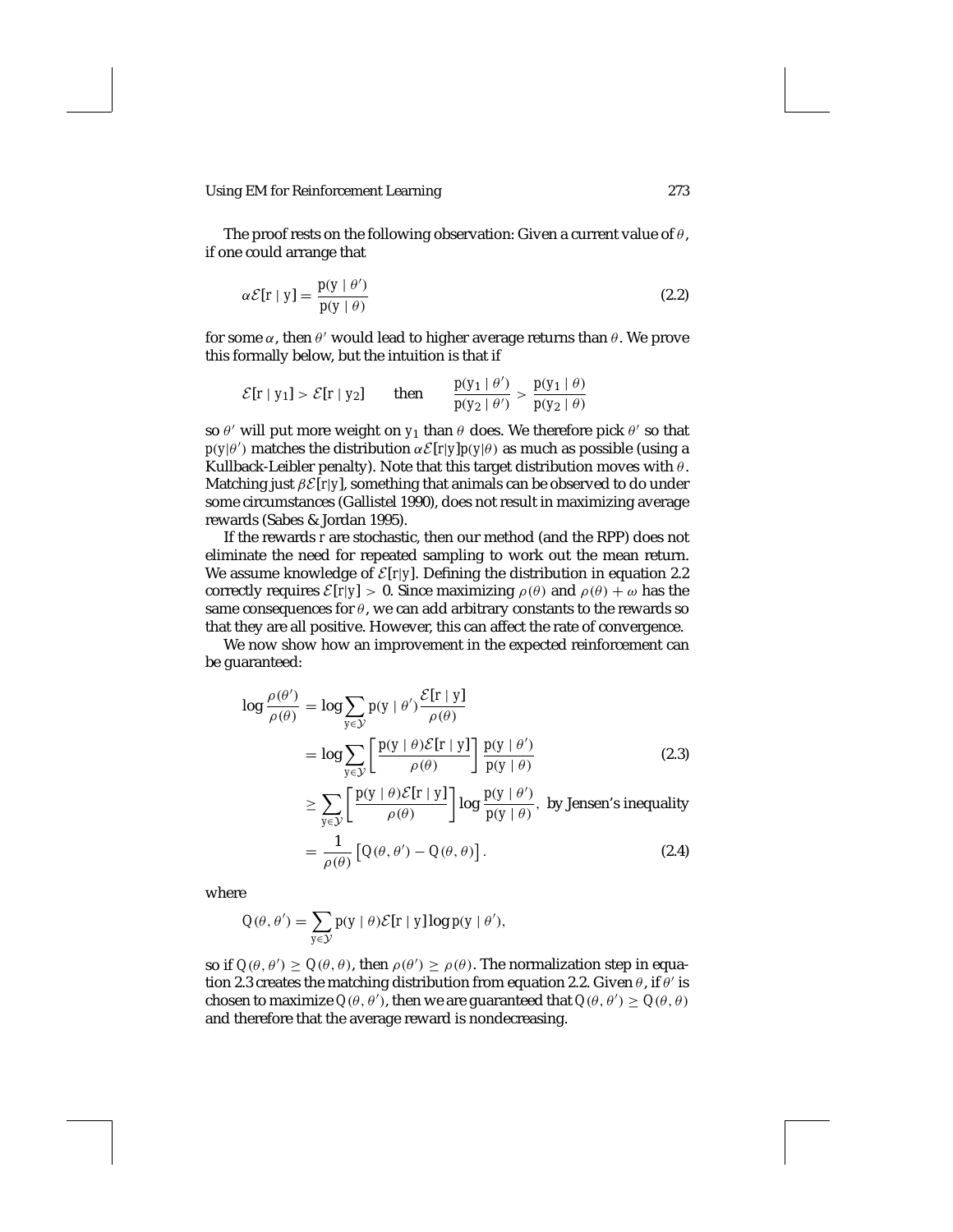The proof rests on the following observation: Given a current value of $\theta$, if one could arrange that

$$\alpha \mathcal{E}[r \mid y] = \frac{p(y \mid \theta')}{p(y \mid \theta)} \tag{2.2}$$

for some $\alpha$, then $\theta'$ would lead to higher average returns than $\theta$. We prove this formally below, but the intuition is that if

$$\mathcal{E}[r \mid y_1] > \mathcal{E}[r \mid y_2] \qquad \text{then} \qquad \frac{p(y_1 \mid \theta')}{p(y_2 \mid \theta')} > \frac{p(y_1 \mid \theta)}{p(y_2 \mid \theta)}$$

so $\theta'$ will put more weight on $y_1$ than $\theta$ does. We therefore pick $\theta'$ so that $p(y|\theta')$ matches the distribution $\alpha\mathcal{E}[r|y]p(y|\theta)$ as much as possible (using a Kullback-Leibler penalty). Note that this target distribution moves with $\theta$. Matching just $\beta\mathcal{E}[r|y]$, something that animals can be observed to do under some circumstances (Gallistel 1990), does not result in maximizing average rewards (Sabes & Jordan 1995).

If the rewards $r$ are stochastic, then our method (and the RPP) does not eliminate the need for repeated sampling to work out the mean return. We assume knowledge of $\mathcal{E}[r|y]$. Defining the distribution in equation 2.2 correctly requires $\mathcal{E}[r|y] > 0$. Since maximizing $\rho(\theta)$ and $\rho(\theta) + \omega$ has the same consequences for $\theta$, we can add arbitrary constants to the rewards so that they are all positive. However, this can affect the rate of convergence.

We now show how an improvement in the expected reinforcement can be guaranteed:

$$\begin{aligned}
\log \frac{\rho(\theta')}{\rho(\theta)} &= \log \sum_{y \in \mathcal{Y}} p(y \mid \theta') \frac{\mathcal{E}[r \mid y]}{\rho(\theta)} \\
&= \log \sum_{y \in \mathcal{Y}} \left[ \frac{p(y \mid \theta)\mathcal{E}[r \mid y]}{\rho(\theta)} \right] \frac{p(y \mid \theta')}{p(y \mid \theta)} \qquad (2.3) \\
&\geq \sum_{y \in \mathcal{Y}} \left[ \frac{p(y \mid \theta)\mathcal{E}[r \mid y]}{\rho(\theta)} \right] \log \frac{p(y \mid \theta')}{p(y \mid \theta)}, \text{ by Jensen's inequality} \\
&= \frac{1}{\rho(\theta)} \left[ Q(\theta, \theta') - Q(\theta, \theta) \right]. \qquad (2.4)
\end{aligned}$$

where

$$Q(\theta, \theta') = \sum_{y \in \mathcal{Y}} p(y \mid \theta)\mathcal{E}[r \mid y] \log p(y \mid \theta'),$$

so if $Q(\theta, \theta') \geq Q(\theta, \theta)$, then $\rho(\theta') \geq \rho(\theta)$. The normalization step in equation 2.3 creates the matching distribution from equation 2.2. Given $\theta$, if $\theta'$ is chosen to maximize $Q(\theta, \theta')$, then we are guaranteed that $Q(\theta, \theta') \geq Q(\theta, \theta)$ and therefore that the average reward is nondecreasing.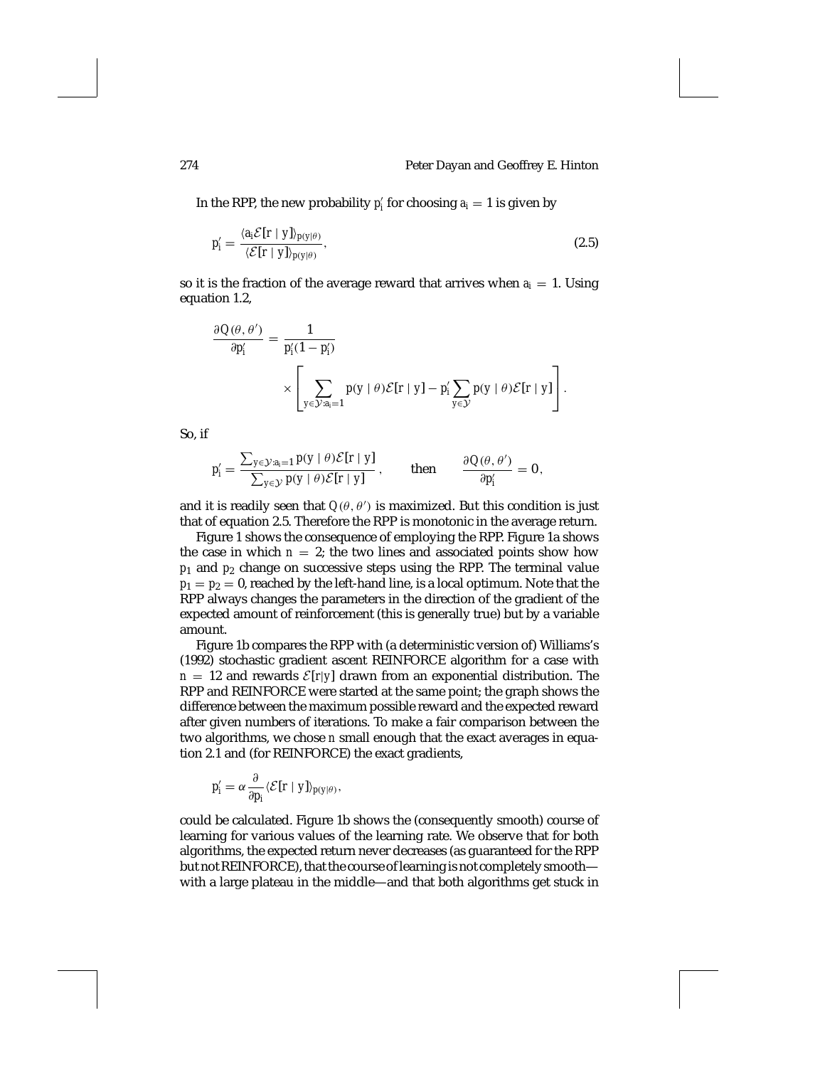In the RPP, the new probability $p'_i$ for choosing $a_i = 1$ is given by

$$p'_i = \frac{\langle a_i \mathcal{E}[r \mid y] \rangle_{p(y|\theta)}}{\langle \mathcal{E}[r \mid y] \rangle_{p(y|\theta)}}, \tag{2.5}$$

so it is the fraction of the average reward that arrives when $a_i = 1$. Using equation 1.2,

$$\frac{\partial Q(\theta, \theta')}{\partial p'_i} = \frac{1}{p'_i(1 - p'_i)} \times \left[ \sum_{y \in \mathcal{Y}: a_i = 1} p(y \mid \theta) \mathcal{E}[r \mid y] - p'_i \sum_{y \in \mathcal{Y}} p(y \mid \theta) \mathcal{E}[r \mid y] \right].$$

So, if

$$p'_i = \frac{\sum_{y \in \mathcal{Y}: a_i = 1} p(y \mid \theta) \mathcal{E}[r \mid y]}{\sum_{y \in \mathcal{Y}} p(y \mid \theta) \mathcal{E}[r \mid y]}, \qquad \text{then} \qquad \frac{\partial Q(\theta, \theta')}{\partial p'_i} = 0,$$

and it is readily seen that $Q(\theta, \theta')$ is maximized. But this condition is just that of equation 2.5. Therefore the RPP is monotonic in the average return.

Figure 1 shows the consequence of employing the RPP. Figure 1a shows the case in which $n = 2$; the two lines and associated points show how $p_1$ and $p_2$ change on successive steps using the RPP. The terminal value $p_1 = p_2 = 0$, reached by the left-hand line, is a local optimum. Note that the RPP always changes the parameters in the direction of the gradient of the expected amount of reinforcement (this is generally true) but by a variable amount.

Figure 1b compares the RPP with (a deterministic version of) Williams's (1992) stochastic gradient ascent REINFORCE algorithm for a case with $n = 12$ and rewards $\mathcal{E}[r|y]$ drawn from an exponential distribution. The RPP and REINFORCE were started at the same point; the graph shows the difference between the maximum possible reward and the expected reward after given numbers of iterations. To make a fair comparison between the two algorithms, we chose $n$ small enough that the exact averages in equation 2.1 and (for REINFORCE) the exact gradients,

$$p'_i = \alpha \frac{\partial}{\partial p_i} \langle \mathcal{E}[r \mid y] \rangle_{p(y|\theta)},$$

could be calculated. Figure 1b shows the (consequently smooth) course of learning for various values of the learning rate. We observe that for both algorithms, the expected return never decreases (as guaranteed for the RPP but not REINFORCE), that the course of learning is not completely smooth—with a large plateau in the middle—and that both algorithms get stuck in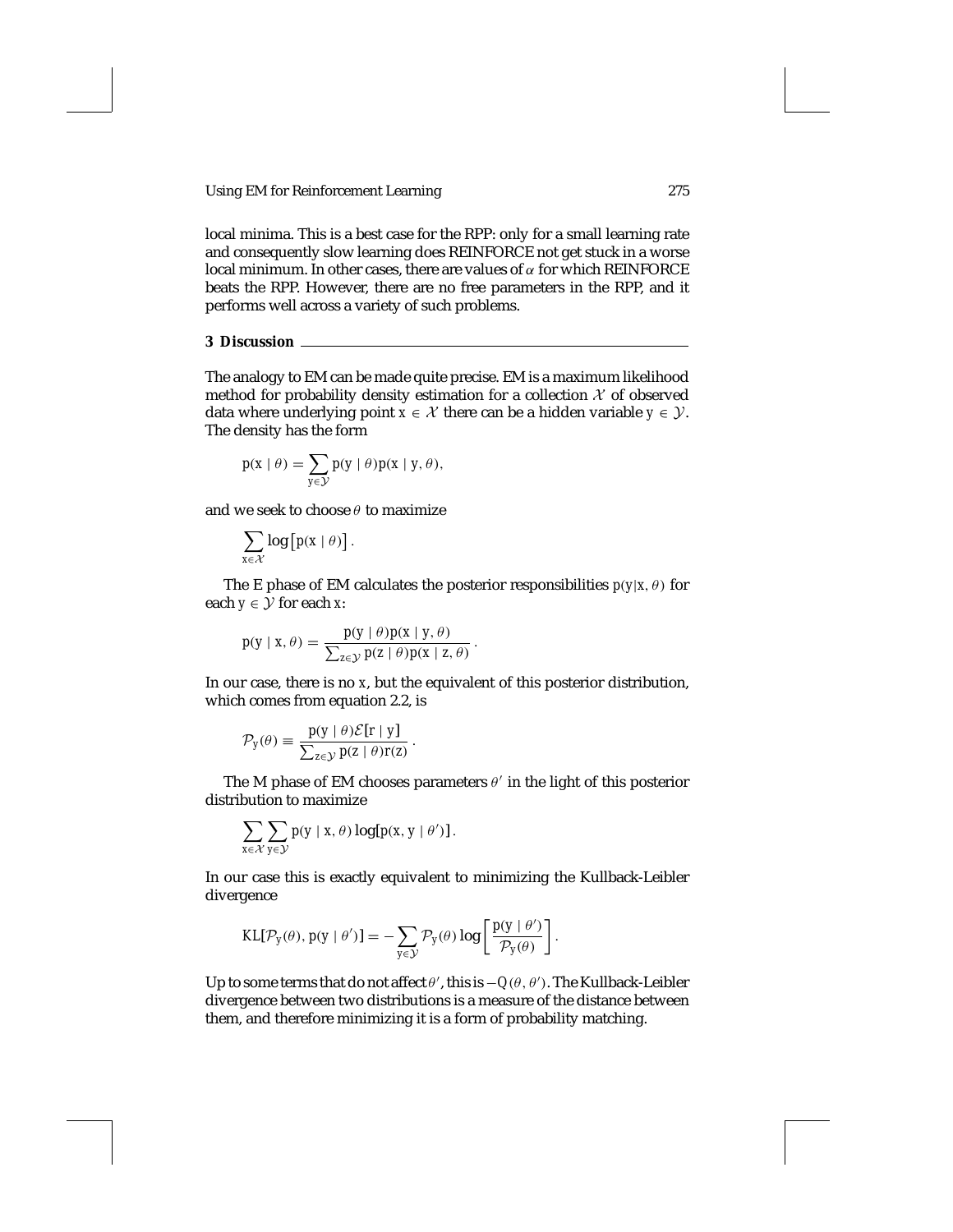local minima. This is a best case for the RPP: only for a small learning rate and consequently slow learning does REINFORCE not get stuck in a worse local minimum. In other cases, there are values of $\alpha$ for which REINFORCE beats the RPP. However, there are no free parameters in the RPP, and it performs well across a variety of such problems.

## 3 Discussion

The analogy to EM can be made quite precise. EM is a maximum likelihood method for probability density estimation for a collection $\mathcal{X}$ of observed data where underlying point $x \in \mathcal{X}$ there can be a hidden variable $y \in \mathcal{Y}$. The density has the form

$$p(x \mid \theta) = \sum_{y \in \mathcal{Y}} p(y \mid \theta) p(x \mid y, \theta),$$

and we seek to choose $\theta$ to maximize

$$\sum_{x \in \mathcal{X}} \log \left[ p(x \mid \theta) \right].$$

The E phase of EM calculates the posterior responsibilities $p(y|x, \theta)$ for each $y \in \mathcal{Y}$ for each $x$:

$$p(y \mid x, \theta) = \frac{p(y \mid \theta) p(x \mid y, \theta)}{\sum_{z \in \mathcal{Y}} p(z \mid \theta) p(x \mid z, \theta)}.$$

In our case, there is no $x$, but the equivalent of this posterior distribution, which comes from equation 2.2, is

$$\mathcal{P}_y(\theta) \equiv \frac{p(y \mid \theta) \mathcal{E}[r \mid y]}{\sum_{z \in \mathcal{Y}} p(z \mid \theta) r(z)}.$$

The M phase of EM chooses parameters $\theta'$ in the light of this posterior distribution to maximize

$$\sum_{x \in \mathcal{X}} \sum_{y \in \mathcal{Y}} p(y \mid x, \theta) \log[p(x, y \mid \theta')].$$

In our case this is exactly equivalent to minimizing the Kullback-Leibler divergence

$$\text{KL}[\mathcal{P}_y(\theta), p(y \mid \theta')] = -\sum_{y \in \mathcal{Y}} \mathcal{P}_y(\theta) \log \left[ \frac{p(y \mid \theta')}{\mathcal{P}_y(\theta)} \right].$$

Up to some terms that do not affect $\theta'$, this is $-Q(\theta, \theta')$. The Kullback-Leibler divergence between two distributions is a measure of the distance between them, and therefore minimizing it is a form of probability matching.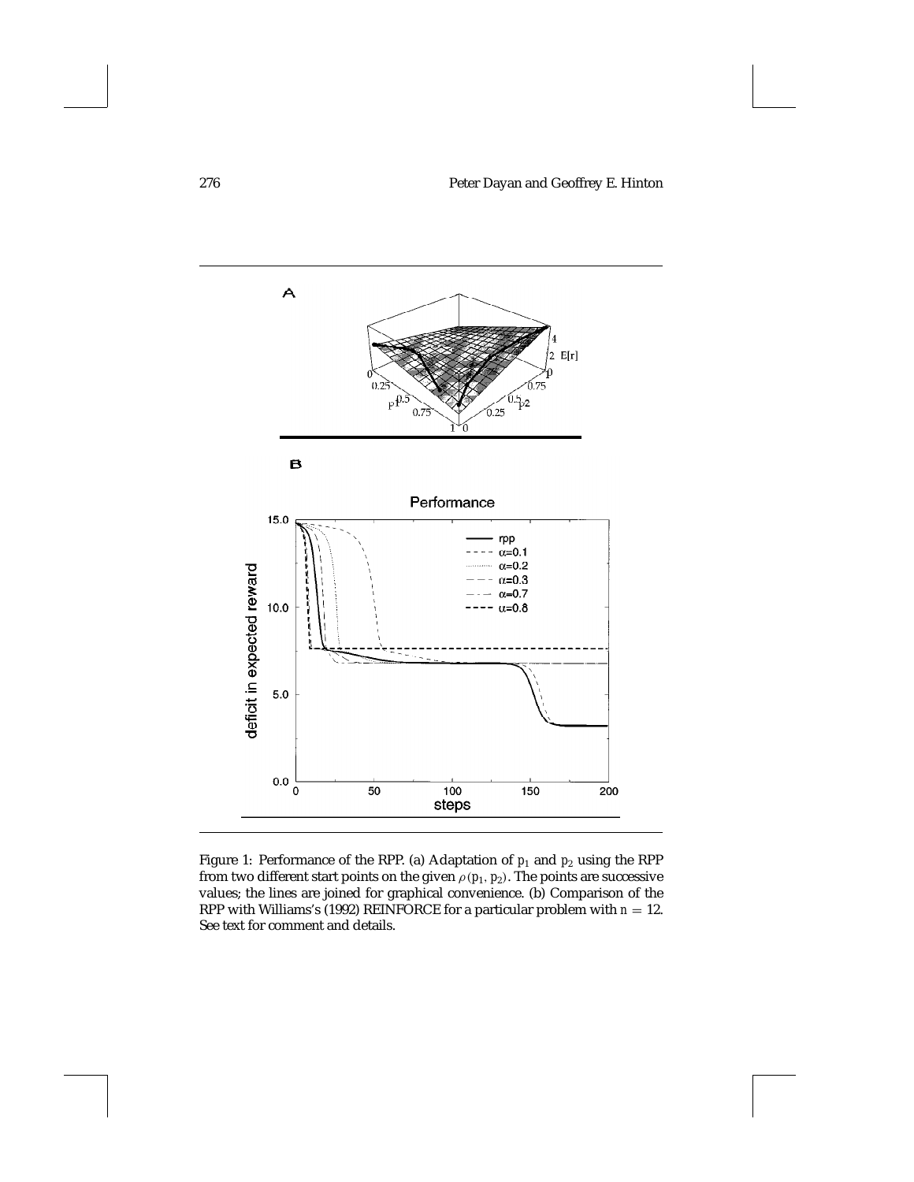Figure 1: Performance of the RPP. (a) Adaptation of $p_1$ and $p_2$ using the RPP from two different start points on the given $\rho(p_1, p_2)$. The points are successive values; the lines are joined for graphical convenience. (b) Comparison of the RPP with Williams's (1992) REINFORCE for a particular problem with $n = 12$. See text for comment and details.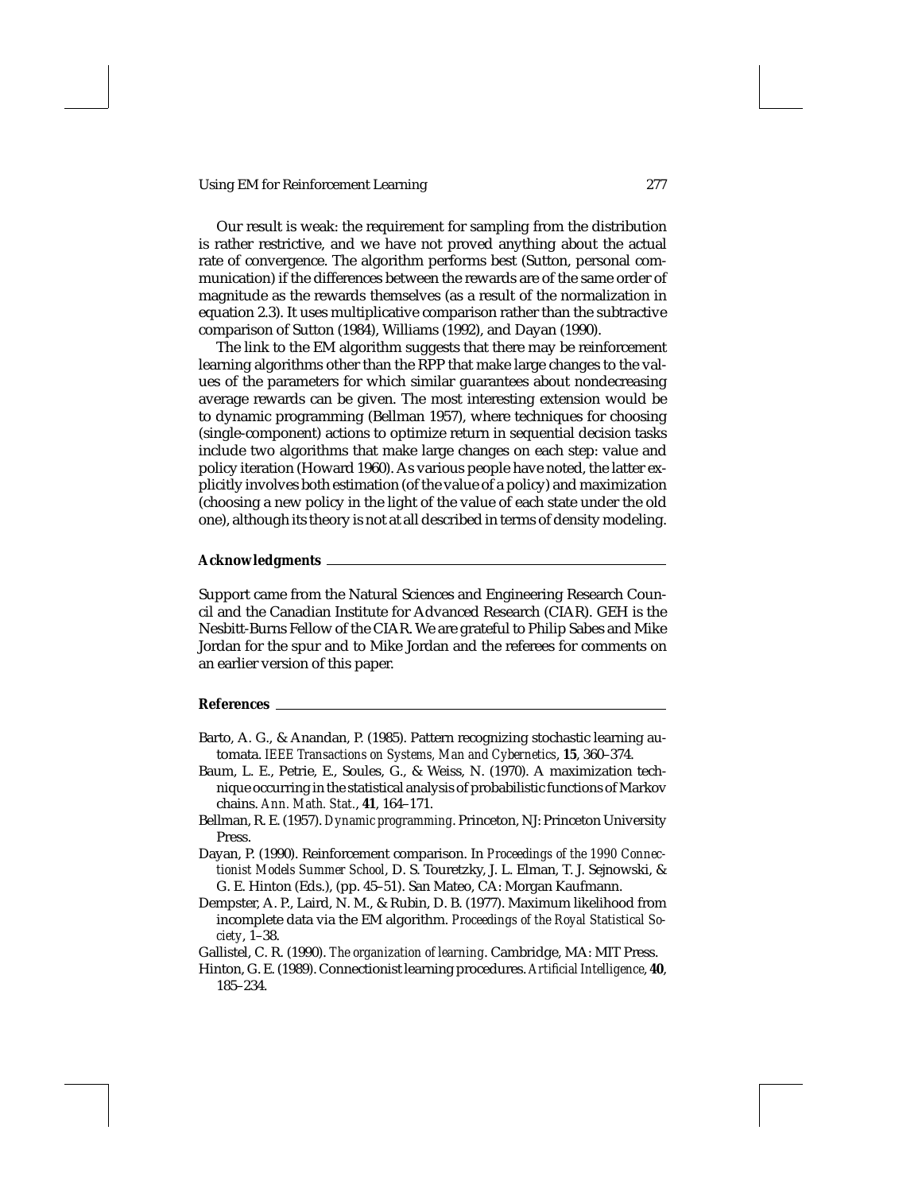Our result is weak: the requirement for sampling from the distribution is rather restrictive, and we have not proved anything about the actual rate of convergence. The algorithm performs best (Sutton, personal communication) if the differences between the rewards are of the same order of magnitude as the rewards themselves (as a result of the normalization in equation 2.3). It uses multiplicative comparison rather than the subtractive comparison of Sutton (1984), Williams (1992), and Dayan (1990).

The link to the EM algorithm suggests that there may be reinforcement learning algorithms other than the RPP that make large changes to the values of the parameters for which similar guarantees about nondecreasing average rewards can be given. The most interesting extension would be to dynamic programming (Bellman 1957), where techniques for choosing (single-component) actions to optimize return in sequential decision tasks include two algorithms that make large changes on each step: value and policy iteration (Howard 1960). As various people have noted, the latter explicitly involves both estimation (of the value of a policy) and maximization (choosing a new policy in the light of the value of each state under the old one), although its theory is not at all described in terms of density modeling.

## Acknowledgments

Support came from the Natural Sciences and Engineering Research Council and the Canadian Institute for Advanced Research (CIAR). GEH is the Nesbitt-Burns Fellow of the CIAR. We are grateful to Philip Sabes and Mike Jordan for the spur and to Mike Jordan and the referees for comments on an earlier version of this paper.

## References

Barto, A. G., & Anandan, P. (1985). Pattern recognizing stochastic learning automata. *IEEE Transactions on Systems, Man and Cybernetics*, **15**, 360–374.

Baum, L. E., Petrie, E., Soules, G., & Weiss, N. (1970). A maximization technique occurring in the statistical analysis of probabilistic functions of Markov chains. *Ann. Math. Stat.*, **41**, 164–171.

Bellman, R. E. (1957). *Dynamic programming*. Princeton, NJ: Princeton University Press.

Dayan, P. (1990). Reinforcement comparison. In *Proceedings of the 1990 Connectionist Models Summer School*, D. S. Touretzky, J. L. Elman, T. J. Sejnowski, & G. E. Hinton (Eds.), (pp. 45–51). San Mateo, CA: Morgan Kaufmann.

Dempster, A. P., Laird, N. M., & Rubin, D. B. (1977). Maximum likelihood from incomplete data via the EM algorithm. *Proceedings of the Royal Statistical Society*, 1–38.

Gallistel, C. R. (1990). *The organization of learning*. Cambridge, MA: MIT Press.

Hinton, G. E. (1989). Connectionist learning procedures. *Artificial Intelligence*, **40**, 185–234.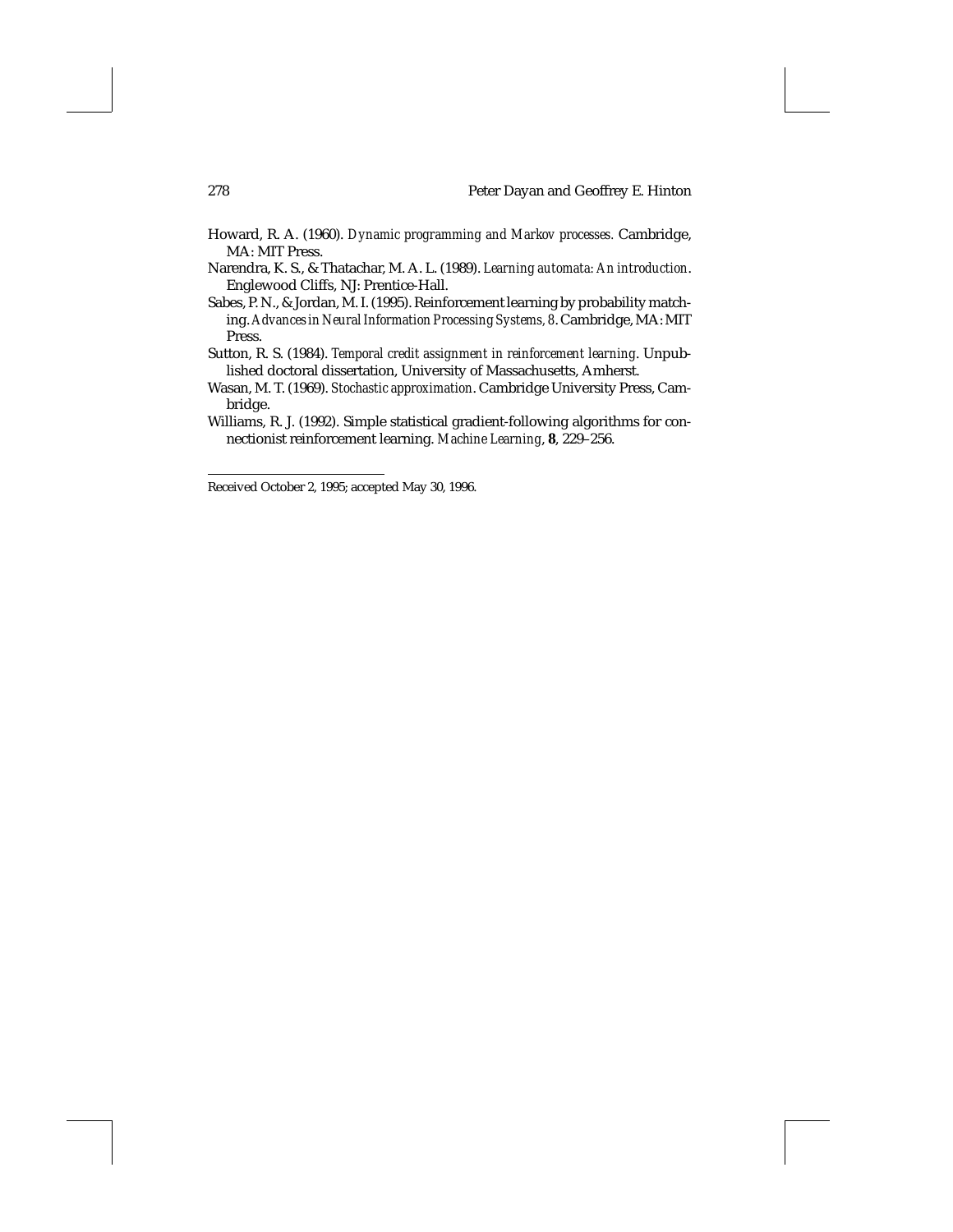Howard, R. A. (1960). *Dynamic programming and Markov processes*. Cambridge, MA: MIT Press.

Narendra, K. S., & Thatachar, M. A. L. (1989). *Learning automata: An introduction*. Englewood Cliffs, NJ: Prentice-Hall.

Sabes, P. N., & Jordan, M. I. (1995). Reinforcement learning by probability matching. *Advances in Neural Information Processing Systems, 8*. Cambridge, MA: MIT Press.

Sutton, R. S. (1984). *Temporal credit assignment in reinforcement learning*. Unpublished doctoral dissertation, University of Massachusetts, Amherst.

Wasan, M. T. (1969). *Stochastic approximation*. Cambridge University Press, Cambridge.

Williams, R. J. (1992). Simple statistical gradient-following algorithms for connectionist reinforcement learning. *Machine Learning*, **8**, 229–256.

---

Received October 2, 1995; accepted May 30, 1996.